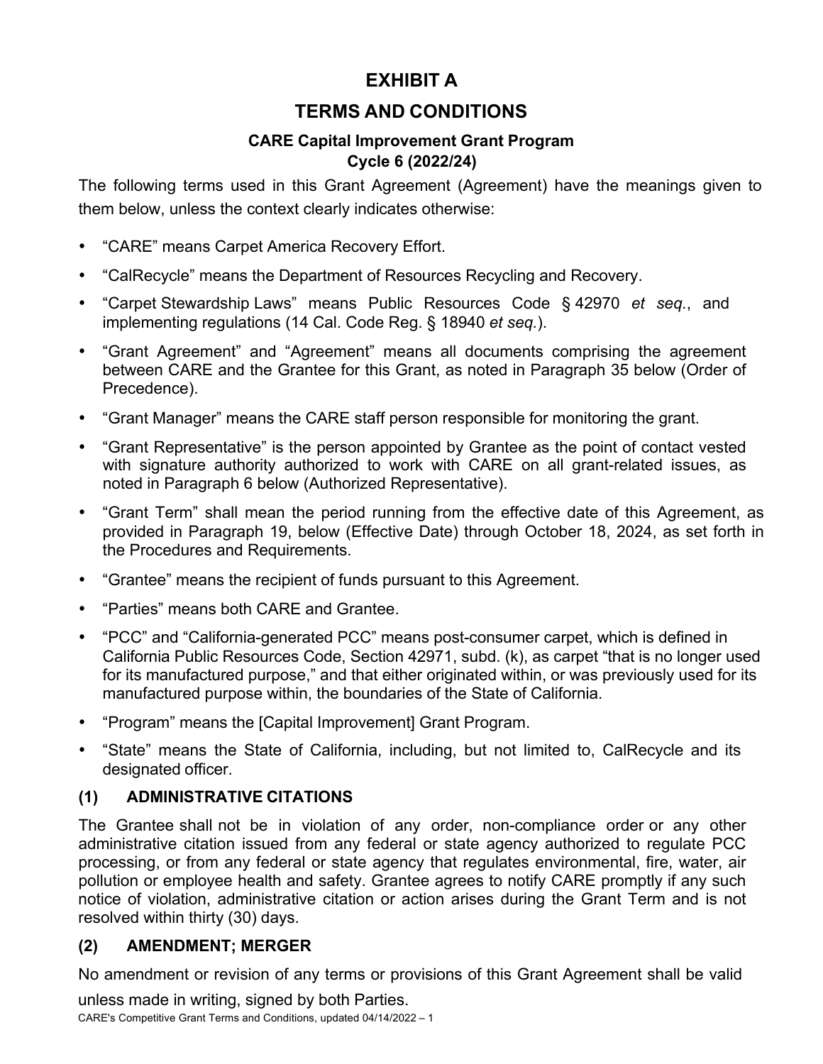# EXHIBIT A

# TERMS AND CONDITIONS

### CARE Capital Improvement Grant Program
### Cycle 6 (2022/24)

The following terms used in this Grant Agreement (Agreement) have the meanings given to them below, unless the context clearly indicates otherwise:

- "CARE" means Carpet America Recovery Effort.
- "CalRecycle" means the Department of Resources Recycling and Recovery.
- "Carpet Stewardship Laws" means Public Resources Code § 42970 *et seq.*, and implementing regulations (14 Cal. Code Reg. § 18940 *et seq.*).
- "Grant Agreement" and "Agreement" means all documents comprising the agreement between CARE and the Grantee for this Grant, as noted in Paragraph 35 below (Order of Precedence).
- "Grant Manager" means the CARE staff person responsible for monitoring the grant.
- "Grant Representative" is the person appointed by Grantee as the point of contact vested with signature authority authorized to work with CARE on all grant-related issues, as noted in Paragraph 6 below (Authorized Representative).
- "Grant Term" shall mean the period running from the effective date of this Agreement, as provided in Paragraph 19, below (Effective Date) through October 18, 2024, as set forth in the Procedures and Requirements.
- "Grantee" means the recipient of funds pursuant to this Agreement.
- "Parties" means both CARE and Grantee.
- "PCC" and "California-generated PCC" means post-consumer carpet, which is defined in California Public Resources Code, Section 42971, subd. (k), as carpet "that is no longer used for its manufactured purpose," and that either originated within, or was previously used for its manufactured purpose within, the boundaries of the State of California.
- "Program" means the [Capital Improvement] Grant Program.
- "State" means the State of California, including, but not limited to, CalRecycle and its designated officer.

## (1) ADMINISTRATIVE CITATIONS

The Grantee shall not be in violation of any order, non-compliance order or any other administrative citation issued from any federal or state agency authorized to regulate PCC processing, or from any federal or state agency that regulates environmental, fire, water, air pollution or employee health and safety. Grantee agrees to notify CARE promptly if any such notice of violation, administrative citation or action arises during the Grant Term and is not resolved within thirty (30) days.

## (2) AMENDMENT; MERGER

No amendment or revision of any terms or provisions of this Grant Agreement shall be valid unless made in writing, signed by both Parties.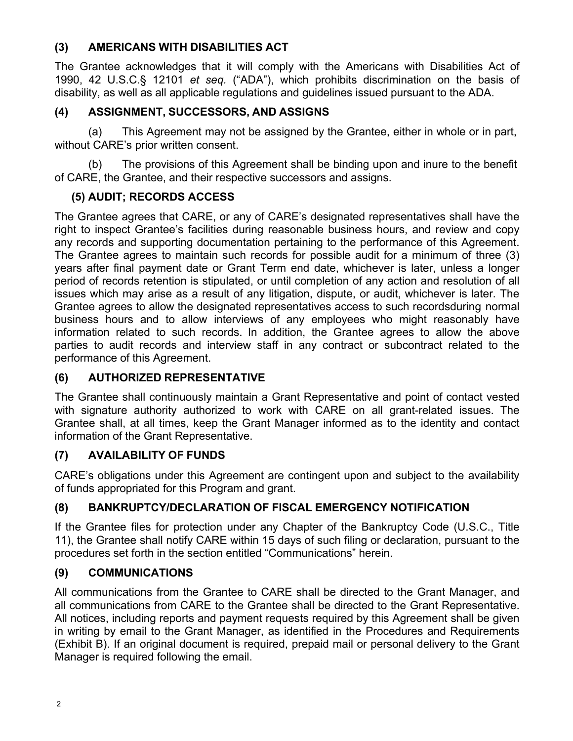### (3) AMERICANS WITH DISABILITIES ACT

The Grantee acknowledges that it will comply with the Americans with Disabilities Act of 1990, 42 U.S.C.§ 12101 *et seq.* ("ADA"), which prohibits discrimination on the basis of disability, as well as all applicable regulations and guidelines issued pursuant to the ADA.

### (4) ASSIGNMENT, SUCCESSORS, AND ASSIGNS

(a) This Agreement may not be assigned by the Grantee, either in whole or in part, without CARE's prior written consent.

(b) The provisions of this Agreement shall be binding upon and inure to the benefit of CARE, the Grantee, and their respective successors and assigns.

### (5) AUDIT; RECORDS ACCESS

The Grantee agrees that CARE, or any of CARE's designated representatives shall have the right to inspect Grantee's facilities during reasonable business hours, and review and copy any records and supporting documentation pertaining to the performance of this Agreement. The Grantee agrees to maintain such records for possible audit for a minimum of three (3) years after final payment date or Grant Term end date, whichever is later, unless a longer period of records retention is stipulated, or until completion of any action and resolution of all issues which may arise as a result of any litigation, dispute, or audit, whichever is later. The Grantee agrees to allow the designated representatives access to such recordsduring normal business hours and to allow interviews of any employees who might reasonably have information related to such records. In addition, the Grantee agrees to allow the above parties to audit records and interview staff in any contract or subcontract related to the performance of this Agreement.

### (6) AUTHORIZED REPRESENTATIVE

The Grantee shall continuously maintain a Grant Representative and point of contact vested with signature authority authorized to work with CARE on all grant-related issues. The Grantee shall, at all times, keep the Grant Manager informed as to the identity and contact information of the Grant Representative.

### (7) AVAILABILITY OF FUNDS

CARE's obligations under this Agreement are contingent upon and subject to the availability of funds appropriated for this Program and grant.

### (8) BANKRUPTCY/DECLARATION OF FISCAL EMERGENCY NOTIFICATION

If the Grantee files for protection under any Chapter of the Bankruptcy Code (U.S.C., Title 11), the Grantee shall notify CARE within 15 days of such filing or declaration, pursuant to the procedures set forth in the section entitled "Communications" herein.

### (9) COMMUNICATIONS

All communications from the Grantee to CARE shall be directed to the Grant Manager, and all communications from CARE to the Grantee shall be directed to the Grant Representative. All notices, including reports and payment requests required by this Agreement shall be given in writing by email to the Grant Manager, as identified in the Procedures and Requirements (Exhibit B). If an original document is required, prepaid mail or personal delivery to the Grant Manager is required following the email.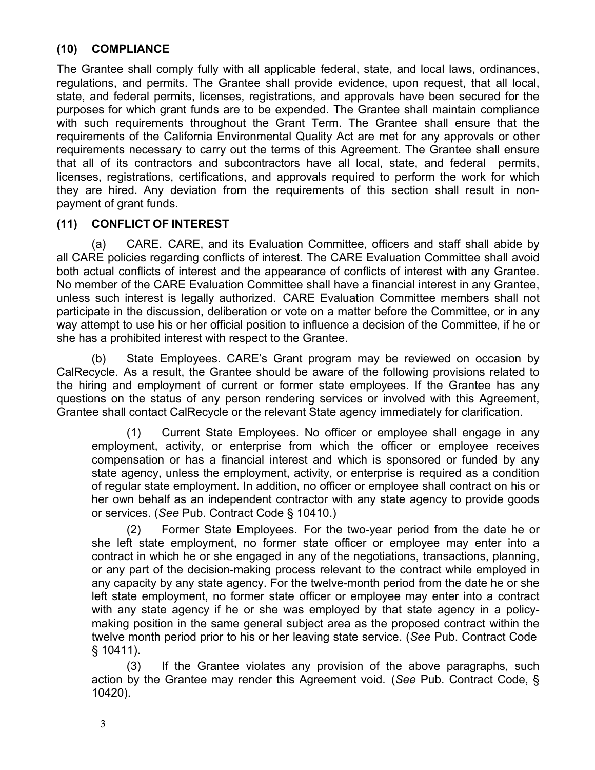## (10) COMPLIANCE

The Grantee shall comply fully with all applicable federal, state, and local laws, ordinances, regulations, and permits. The Grantee shall provide evidence, upon request, that all local, state, and federal permits, licenses, registrations, and approvals have been secured for the purposes for which grant funds are to be expended. The Grantee shall maintain compliance with such requirements throughout the Grant Term. The Grantee shall ensure that the requirements of the California Environmental Quality Act are met for any approvals or other requirements necessary to carry out the terms of this Agreement. The Grantee shall ensure that all of its contractors and subcontractors have all local, state, and federal permits, licenses, registrations, certifications, and approvals required to perform the work for which they are hired. Any deviation from the requirements of this section shall result in non-payment of grant funds.

## (11) CONFLICT OF INTEREST

(a) CARE. CARE, and its Evaluation Committee, officers and staff shall abide by all CARE policies regarding conflicts of interest. The CARE Evaluation Committee shall avoid both actual conflicts of interest and the appearance of conflicts of interest with any Grantee. No member of the CARE Evaluation Committee shall have a financial interest in any Grantee, unless such interest is legally authorized. CARE Evaluation Committee members shall not participate in the discussion, deliberation or vote on a matter before the Committee, or in any way attempt to use his or her official position to influence a decision of the Committee, if he or she has a prohibited interest with respect to the Grantee.

(b) State Employees. CARE's Grant program may be reviewed on occasion by CalRecycle. As a result, the Grantee should be aware of the following provisions related to the hiring and employment of current or former state employees. If the Grantee has any questions on the status of any person rendering services or involved with this Agreement, Grantee shall contact CalRecycle or the relevant State agency immediately for clarification.

(1) Current State Employees. No officer or employee shall engage in any employment, activity, or enterprise from which the officer or employee receives compensation or has a financial interest and which is sponsored or funded by any state agency, unless the employment, activity, or enterprise is required as a condition of regular state employment. In addition, no officer or employee shall contract on his or her own behalf as an independent contractor with any state agency to provide goods or services. (*See* Pub. Contract Code § 10410.)

(2) Former State Employees. For the two-year period from the date he or she left state employment, no former state officer or employee may enter into a contract in which he or she engaged in any of the negotiations, transactions, planning, or any part of the decision-making process relevant to the contract while employed in any capacity by any state agency. For the twelve-month period from the date he or she left state employment, no former state officer or employee may enter into a contract with any state agency if he or she was employed by that state agency in a policy-making position in the same general subject area as the proposed contract within the twelve month period prior to his or her leaving state service. (*See* Pub. Contract Code § 10411).

(3) If the Grantee violates any provision of the above paragraphs, such action by the Grantee may render this Agreement void. (*See* Pub. Contract Code, § 10420).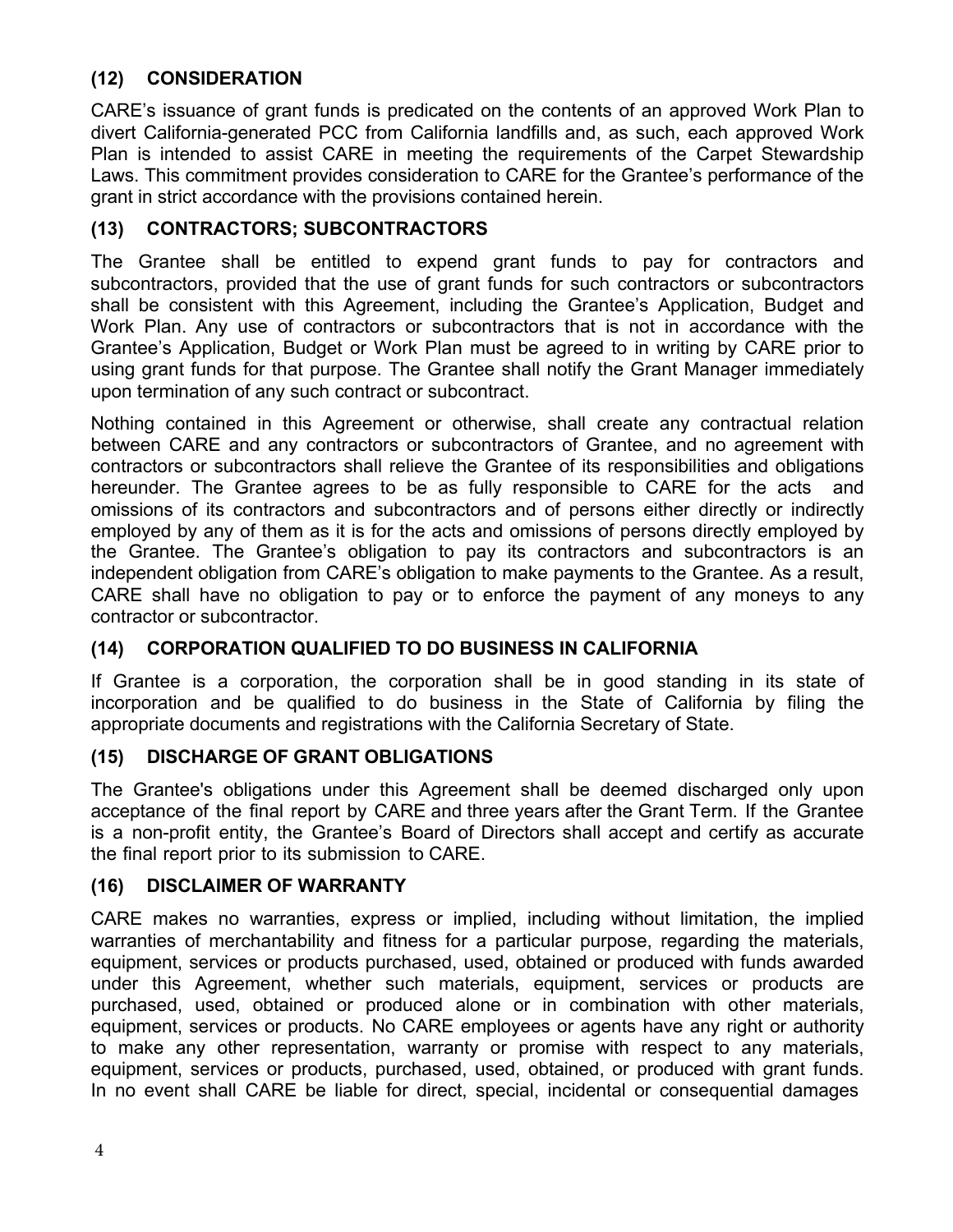### (12) CONSIDERATION

CARE's issuance of grant funds is predicated on the contents of an approved Work Plan to divert California-generated PCC from California landfills and, as such, each approved Work Plan is intended to assist CARE in meeting the requirements of the Carpet Stewardship Laws. This commitment provides consideration to CARE for the Grantee's performance of the grant in strict accordance with the provisions contained herein.

### (13) CONTRACTORS; SUBCONTRACTORS

The Grantee shall be entitled to expend grant funds to pay for contractors and subcontractors, provided that the use of grant funds for such contractors or subcontractors shall be consistent with this Agreement, including the Grantee's Application, Budget and Work Plan. Any use of contractors or subcontractors that is not in accordance with the Grantee's Application, Budget or Work Plan must be agreed to in writing by CARE prior to using grant funds for that purpose. The Grantee shall notify the Grant Manager immediately upon termination of any such contract or subcontract.

Nothing contained in this Agreement or otherwise, shall create any contractual relation between CARE and any contractors or subcontractors of Grantee, and no agreement with contractors or subcontractors shall relieve the Grantee of its responsibilities and obligations hereunder. The Grantee agrees to be as fully responsible to CARE for the acts and omissions of its contractors and subcontractors and of persons either directly or indirectly employed by any of them as it is for the acts and omissions of persons directly employed by the Grantee. The Grantee's obligation to pay its contractors and subcontractors is an independent obligation from CARE's obligation to make payments to the Grantee. As a result, CARE shall have no obligation to pay or to enforce the payment of any moneys to any contractor or subcontractor.

### (14) CORPORATION QUALIFIED TO DO BUSINESS IN CALIFORNIA

If Grantee is a corporation, the corporation shall be in good standing in its state of incorporation and be qualified to do business in the State of California by filing the appropriate documents and registrations with the California Secretary of State.

### (15) DISCHARGE OF GRANT OBLIGATIONS

The Grantee's obligations under this Agreement shall be deemed discharged only upon acceptance of the final report by CARE and three years after the Grant Term. If the Grantee is a non-profit entity, the Grantee's Board of Directors shall accept and certify as accurate the final report prior to its submission to CARE.

### (16) DISCLAIMER OF WARRANTY

CARE makes no warranties, express or implied, including without limitation, the implied warranties of merchantability and fitness for a particular purpose, regarding the materials, equipment, services or products purchased, used, obtained or produced with funds awarded under this Agreement, whether such materials, equipment, services or products are purchased, used, obtained or produced alone or in combination with other materials, equipment, services or products. No CARE employees or agents have any right or authority to make any other representation, warranty or promise with respect to any materials, equipment, services or products, purchased, used, obtained, or produced with grant funds. In no event shall CARE be liable for direct, special, incidental or consequential damages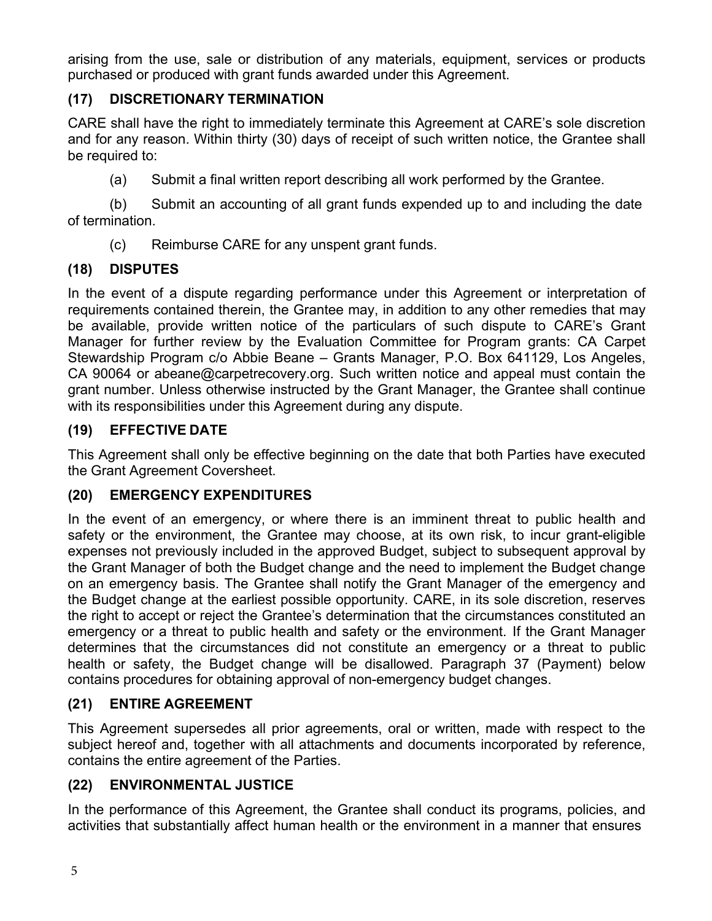arising from the use, sale or distribution of any materials, equipment, services or products purchased or produced with grant funds awarded under this Agreement.

### (17) DISCRETIONARY TERMINATION

CARE shall have the right to immediately terminate this Agreement at CARE's sole discretion and for any reason. Within thirty (30) days of receipt of such written notice, the Grantee shall be required to:

(a) Submit a final written report describing all work performed by the Grantee.

(b) Submit an accounting of all grant funds expended up to and including the date of termination.

(c) Reimburse CARE for any unspent grant funds.

### (18) DISPUTES

In the event of a dispute regarding performance under this Agreement or interpretation of requirements contained therein, the Grantee may, in addition to any other remedies that may be available, provide written notice of the particulars of such dispute to CARE's Grant Manager for further review by the Evaluation Committee for Program grants: CA Carpet Stewardship Program c/o Abbie Beane – Grants Manager, P.O. Box 641129, Los Angeles, CA 90064 or abeane@carpetrecovery.org. Such written notice and appeal must contain the grant number. Unless otherwise instructed by the Grant Manager, the Grantee shall continue with its responsibilities under this Agreement during any dispute.

### (19) EFFECTIVE DATE

This Agreement shall only be effective beginning on the date that both Parties have executed the Grant Agreement Coversheet.

### (20) EMERGENCY EXPENDITURES

In the event of an emergency, or where there is an imminent threat to public health and safety or the environment, the Grantee may choose, at its own risk, to incur grant-eligible expenses not previously included in the approved Budget, subject to subsequent approval by the Grant Manager of both the Budget change and the need to implement the Budget change on an emergency basis. The Grantee shall notify the Grant Manager of the emergency and the Budget change at the earliest possible opportunity. CARE, in its sole discretion, reserves the right to accept or reject the Grantee's determination that the circumstances constituted an emergency or a threat to public health and safety or the environment. If the Grant Manager determines that the circumstances did not constitute an emergency or a threat to public health or safety, the Budget change will be disallowed. Paragraph 37 (Payment) below contains procedures for obtaining approval of non-emergency budget changes.

### (21) ENTIRE AGREEMENT

This Agreement supersedes all prior agreements, oral or written, made with respect to the subject hereof and, together with all attachments and documents incorporated by reference, contains the entire agreement of the Parties.

### (22) ENVIRONMENTAL JUSTICE

In the performance of this Agreement, the Grantee shall conduct its programs, policies, and activities that substantially affect human health or the environment in a manner that ensures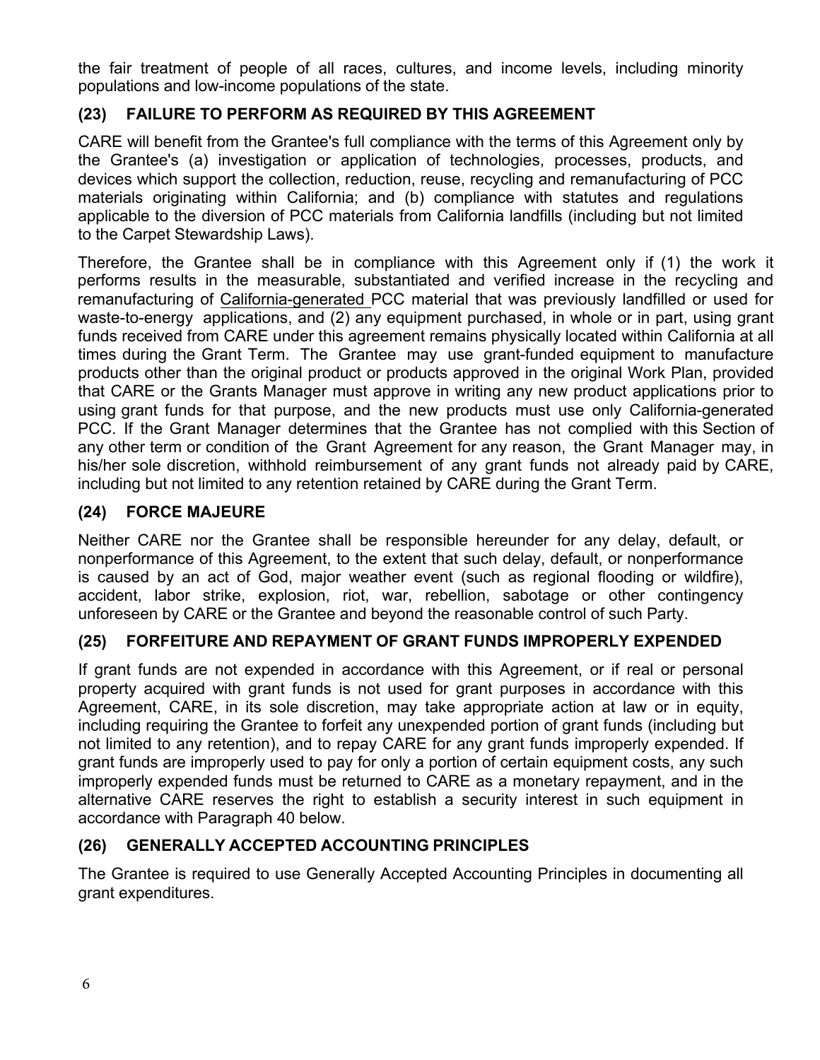the fair treatment of people of all races, cultures, and income levels, including minority populations and low-income populations of the state.

## (23) FAILURE TO PERFORM AS REQUIRED BY THIS AGREEMENT

CARE will benefit from the Grantee's full compliance with the terms of this Agreement only by the Grantee's (a) investigation or application of technologies, processes, products, and devices which support the collection, reduction, reuse, recycling and remanufacturing of PCC materials originating within California; and (b) compliance with statutes and regulations applicable to the diversion of PCC materials from California landfills (including but not limited to the Carpet Stewardship Laws).

Therefore, the Grantee shall be in compliance with this Agreement only if (1) the work it performs results in the measurable, substantiated and verified increase in the recycling and remanufacturing of California-generated PCC material that was previously landfilled or used for waste-to-energy applications, and (2) any equipment purchased, in whole or in part, using grant funds received from CARE under this agreement remains physically located within California at all times during the Grant Term. The Grantee may use grant-funded equipment to manufacture products other than the original product or products approved in the original Work Plan, provided that CARE or the Grants Manager must approve in writing any new product applications prior to using grant funds for that purpose, and the new products must use only California-generated PCC. If the Grant Manager determines that the Grantee has not complied with this Section of any other term or condition of the Grant Agreement for any reason, the Grant Manager may, in his/her sole discretion, withhold reimbursement of any grant funds not already paid by CARE, including but not limited to any retention retained by CARE during the Grant Term.

## (24) FORCE MAJEURE

Neither CARE nor the Grantee shall be responsible hereunder for any delay, default, or nonperformance of this Agreement, to the extent that such delay, default, or nonperformance is caused by an act of God, major weather event (such as regional flooding or wildfire), accident, labor strike, explosion, riot, war, rebellion, sabotage or other contingency unforeseen by CARE or the Grantee and beyond the reasonable control of such Party.

## (25) FORFEITURE AND REPAYMENT OF GRANT FUNDS IMPROPERLY EXPENDED

If grant funds are not expended in accordance with this Agreement, or if real or personal property acquired with grant funds is not used for grant purposes in accordance with this Agreement, CARE, in its sole discretion, may take appropriate action at law or in equity, including requiring the Grantee to forfeit any unexpended portion of grant funds (including but not limited to any retention), and to repay CARE for any grant funds improperly expended. If grant funds are improperly used to pay for only a portion of certain equipment costs, any such improperly expended funds must be returned to CARE as a monetary repayment, and in the alternative CARE reserves the right to establish a security interest in such equipment in accordance with Paragraph 40 below.

## (26) GENERALLY ACCEPTED ACCOUNTING PRINCIPLES

The Grantee is required to use Generally Accepted Accounting Principles in documenting all grant expenditures.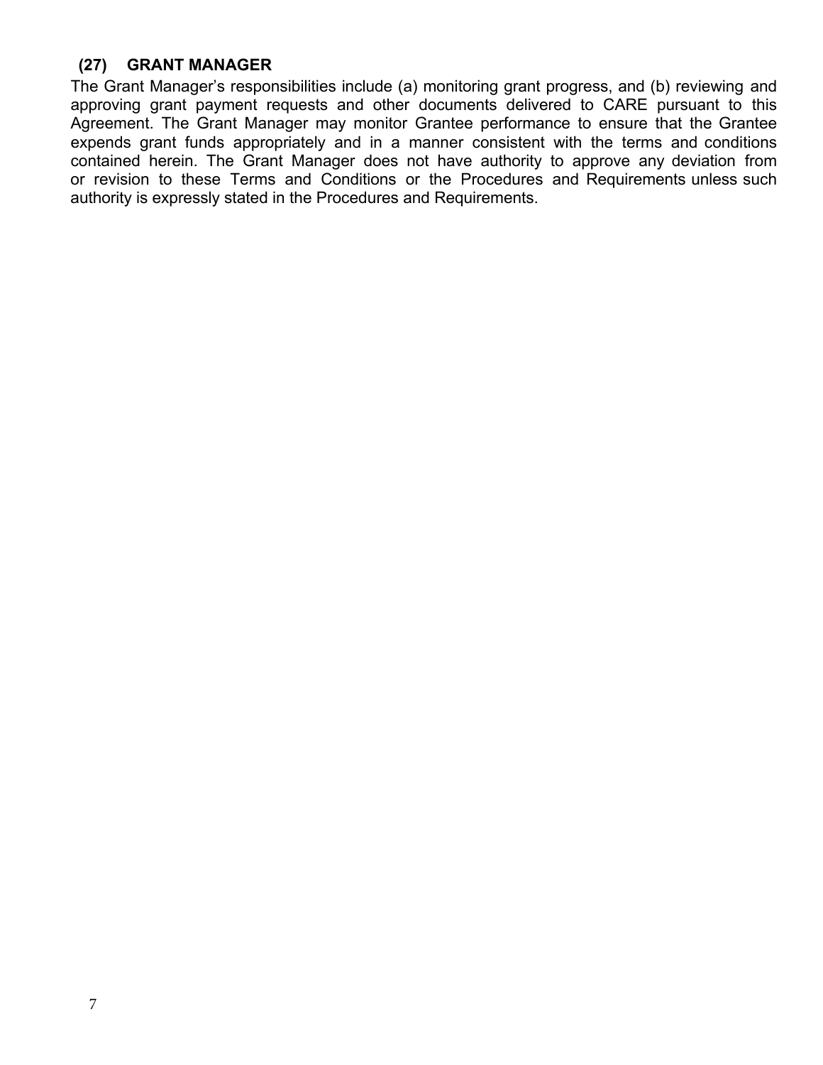### (27) GRANT MANAGER

The Grant Manager's responsibilities include (a) monitoring grant progress, and (b) reviewing and approving grant payment requests and other documents delivered to CARE pursuant to this Agreement. The Grant Manager may monitor Grantee performance to ensure that the Grantee expends grant funds appropriately and in a manner consistent with the terms and conditions contained herein. The Grant Manager does not have authority to approve any deviation from or revision to these Terms and Conditions or the Procedures and Requirements unless such authority is expressly stated in the Procedures and Requirements.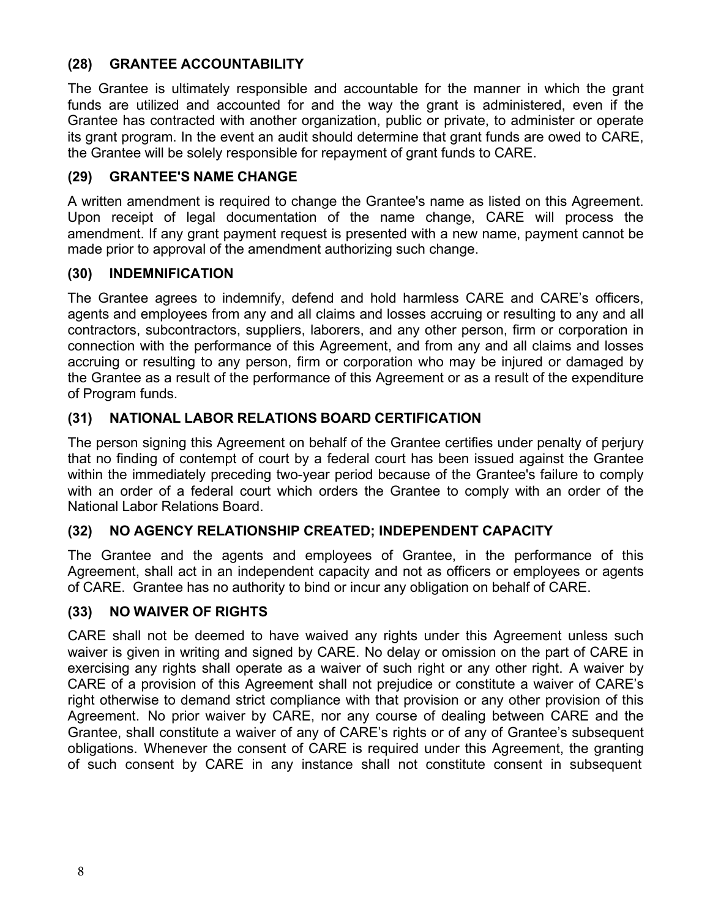### (28) GRANTEE ACCOUNTABILITY

The Grantee is ultimately responsible and accountable for the manner in which the grant funds are utilized and accounted for and the way the grant is administered, even if the Grantee has contracted with another organization, public or private, to administer or operate its grant program. In the event an audit should determine that grant funds are owed to CARE, the Grantee will be solely responsible for repayment of grant funds to CARE.

### (29) GRANTEE'S NAME CHANGE

A written amendment is required to change the Grantee's name as listed on this Agreement. Upon receipt of legal documentation of the name change, CARE will process the amendment. If any grant payment request is presented with a new name, payment cannot be made prior to approval of the amendment authorizing such change.

### (30) INDEMNIFICATION

The Grantee agrees to indemnify, defend and hold harmless CARE and CARE's officers, agents and employees from any and all claims and losses accruing or resulting to any and all contractors, subcontractors, suppliers, laborers, and any other person, firm or corporation in connection with the performance of this Agreement, and from any and all claims and losses accruing or resulting to any person, firm or corporation who may be injured or damaged by the Grantee as a result of the performance of this Agreement or as a result of the expenditure of Program funds.

### (31) NATIONAL LABOR RELATIONS BOARD CERTIFICATION

The person signing this Agreement on behalf of the Grantee certifies under penalty of perjury that no finding of contempt of court by a federal court has been issued against the Grantee within the immediately preceding two-year period because of the Grantee's failure to comply with an order of a federal court which orders the Grantee to comply with an order of the National Labor Relations Board.

### (32) NO AGENCY RELATIONSHIP CREATED; INDEPENDENT CAPACITY

The Grantee and the agents and employees of Grantee, in the performance of this Agreement, shall act in an independent capacity and not as officers or employees or agents of CARE. Grantee has no authority to bind or incur any obligation on behalf of CARE.

### (33) NO WAIVER OF RIGHTS

CARE shall not be deemed to have waived any rights under this Agreement unless such waiver is given in writing and signed by CARE. No delay or omission on the part of CARE in exercising any rights shall operate as a waiver of such right or any other right. A waiver by CARE of a provision of this Agreement shall not prejudice or constitute a waiver of CARE's right otherwise to demand strict compliance with that provision or any other provision of this Agreement. No prior waiver by CARE, nor any course of dealing between CARE and the Grantee, shall constitute a waiver of any of CARE's rights or of any of Grantee's subsequent obligations. Whenever the consent of CARE is required under this Agreement, the granting of such consent by CARE in any instance shall not constitute consent in subsequent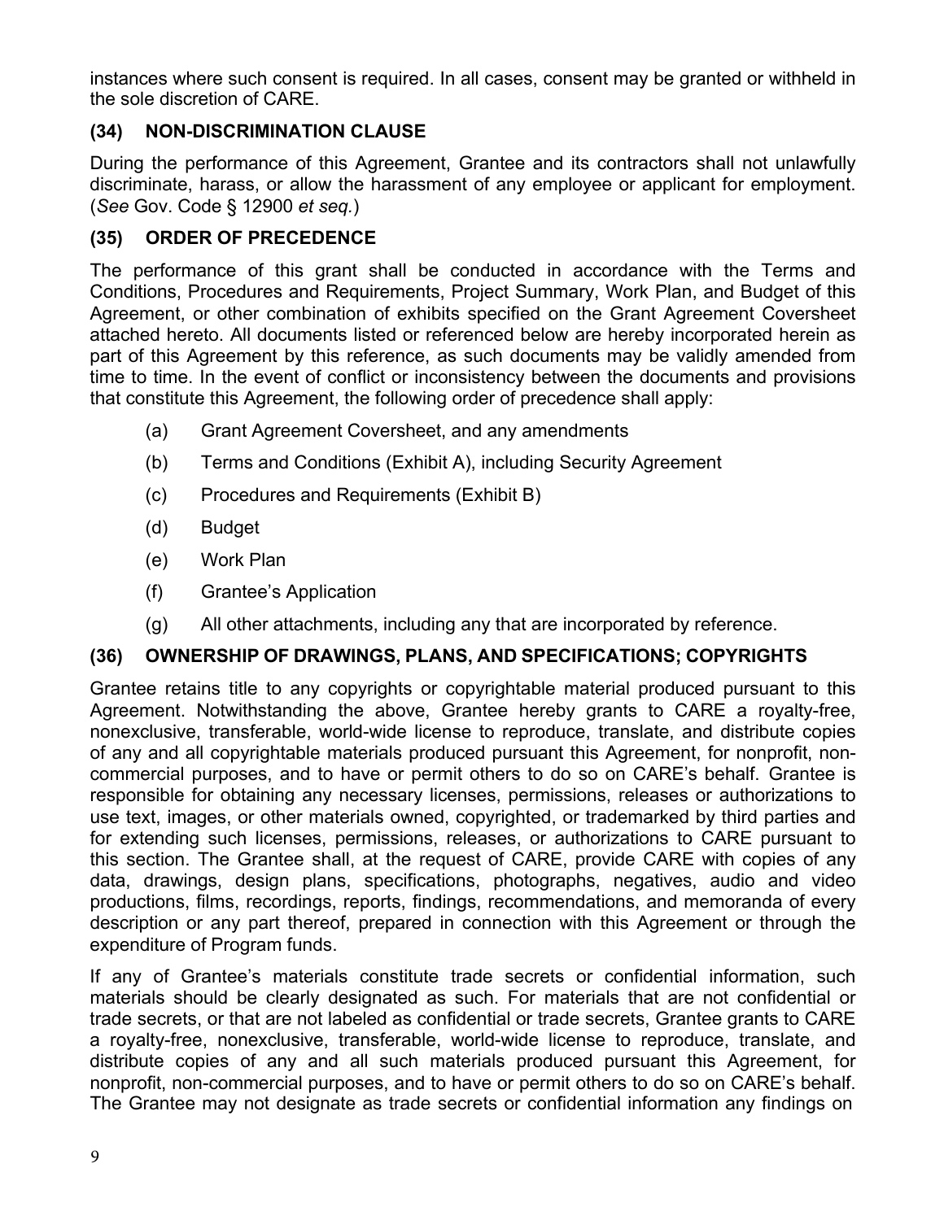instances where such consent is required. In all cases, consent may be granted or withheld in the sole discretion of CARE.

### (34) NON-DISCRIMINATION CLAUSE

During the performance of this Agreement, Grantee and its contractors shall not unlawfully discriminate, harass, or allow the harassment of any employee or applicant for employment. (*See* Gov. Code § 12900 *et seq.*)

### (35) ORDER OF PRECEDENCE

The performance of this grant shall be conducted in accordance with the Terms and Conditions, Procedures and Requirements, Project Summary, Work Plan, and Budget of this Agreement, or other combination of exhibits specified on the Grant Agreement Coversheet attached hereto. All documents listed or referenced below are hereby incorporated herein as part of this Agreement by this reference, as such documents may be validly amended from time to time. In the event of conflict or inconsistency between the documents and provisions that constitute this Agreement, the following order of precedence shall apply:

(a) Grant Agreement Coversheet, and any amendments

(b) Terms and Conditions (Exhibit A), including Security Agreement

(c) Procedures and Requirements (Exhibit B)

(d) Budget

(e) Work Plan

(f) Grantee's Application

(g) All other attachments, including any that are incorporated by reference.

### (36) OWNERSHIP OF DRAWINGS, PLANS, AND SPECIFICATIONS; COPYRIGHTS

Grantee retains title to any copyrights or copyrightable material produced pursuant to this Agreement. Notwithstanding the above, Grantee hereby grants to CARE a royalty-free, nonexclusive, transferable, world-wide license to reproduce, translate, and distribute copies of any and all copyrightable materials produced pursuant this Agreement, for nonprofit, non-commercial purposes, and to have or permit others to do so on CARE's behalf. Grantee is responsible for obtaining any necessary licenses, permissions, releases or authorizations to use text, images, or other materials owned, copyrighted, or trademarked by third parties and for extending such licenses, permissions, releases, or authorizations to CARE pursuant to this section. The Grantee shall, at the request of CARE, provide CARE with copies of any data, drawings, design plans, specifications, photographs, negatives, audio and video productions, films, recordings, reports, findings, recommendations, and memoranda of every description or any part thereof, prepared in connection with this Agreement or through the expenditure of Program funds.

If any of Grantee's materials constitute trade secrets or confidential information, such materials should be clearly designated as such. For materials that are not confidential or trade secrets, or that are not labeled as confidential or trade secrets, Grantee grants to CARE a royalty-free, nonexclusive, transferable, world-wide license to reproduce, translate, and distribute copies of any and all such materials produced pursuant this Agreement, for nonprofit, non-commercial purposes, and to have or permit others to do so on CARE's behalf. The Grantee may not designate as trade secrets or confidential information any findings on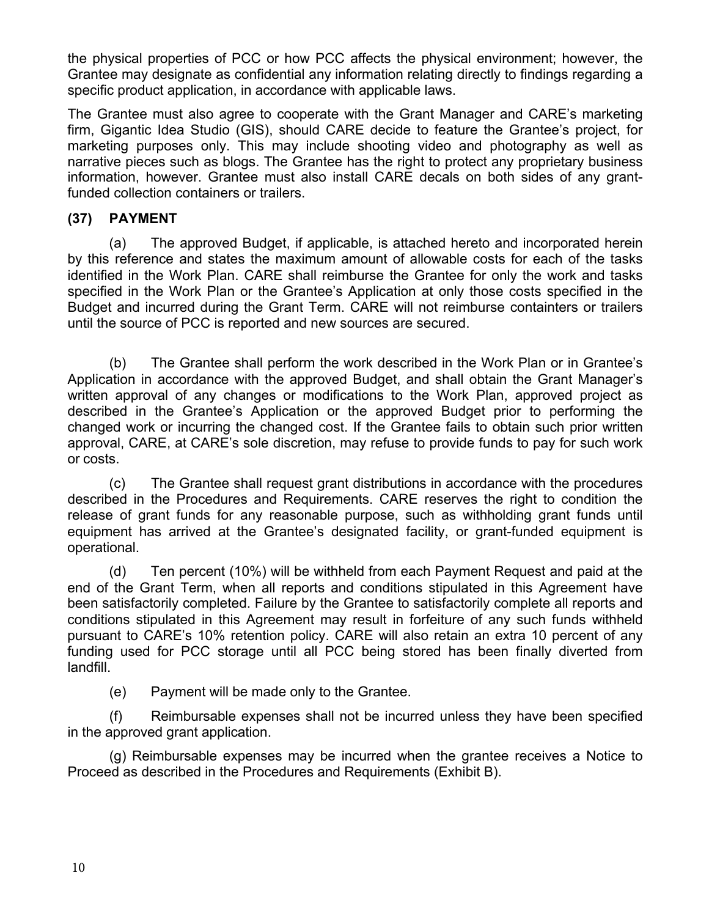the physical properties of PCC or how PCC affects the physical environment; however, the Grantee may designate as confidential any information relating directly to findings regarding a specific product application, in accordance with applicable laws.

The Grantee must also agree to cooperate with the Grant Manager and CARE's marketing firm, Gigantic Idea Studio (GIS), should CARE decide to feature the Grantee's project, for marketing purposes only. This may include shooting video and photography as well as narrative pieces such as blogs. The Grantee has the right to protect any proprietary business information, however. Grantee must also install CARE decals on both sides of any grant-funded collection containers or trailers.

### (37) PAYMENT

(a) The approved Budget, if applicable, is attached hereto and incorporated herein by this reference and states the maximum amount of allowable costs for each of the tasks identified in the Work Plan. CARE shall reimburse the Grantee for only the work and tasks specified in the Work Plan or the Grantee's Application at only those costs specified in the Budget and incurred during the Grant Term. CARE will not reimburse containters or trailers until the source of PCC is reported and new sources are secured.

(b) The Grantee shall perform the work described in the Work Plan or in Grantee's Application in accordance with the approved Budget, and shall obtain the Grant Manager's written approval of any changes or modifications to the Work Plan, approved project as described in the Grantee's Application or the approved Budget prior to performing the changed work or incurring the changed cost. If the Grantee fails to obtain such prior written approval, CARE, at CARE's sole discretion, may refuse to provide funds to pay for such work or costs.

(c) The Grantee shall request grant distributions in accordance with the procedures described in the Procedures and Requirements. CARE reserves the right to condition the release of grant funds for any reasonable purpose, such as withholding grant funds until equipment has arrived at the Grantee's designated facility, or grant-funded equipment is operational.

(d) Ten percent (10%) will be withheld from each Payment Request and paid at the end of the Grant Term, when all reports and conditions stipulated in this Agreement have been satisfactorily completed. Failure by the Grantee to satisfactorily complete all reports and conditions stipulated in this Agreement may result in forfeiture of any such funds withheld pursuant to CARE's 10% retention policy. CARE will also retain an extra 10 percent of any funding used for PCC storage until all PCC being stored has been finally diverted from landfill.

(e) Payment will be made only to the Grantee.

(f) Reimbursable expenses shall not be incurred unless they have been specified in the approved grant application.

(g) Reimbursable expenses may be incurred when the grantee receives a Notice to Proceed as described in the Procedures and Requirements (Exhibit B).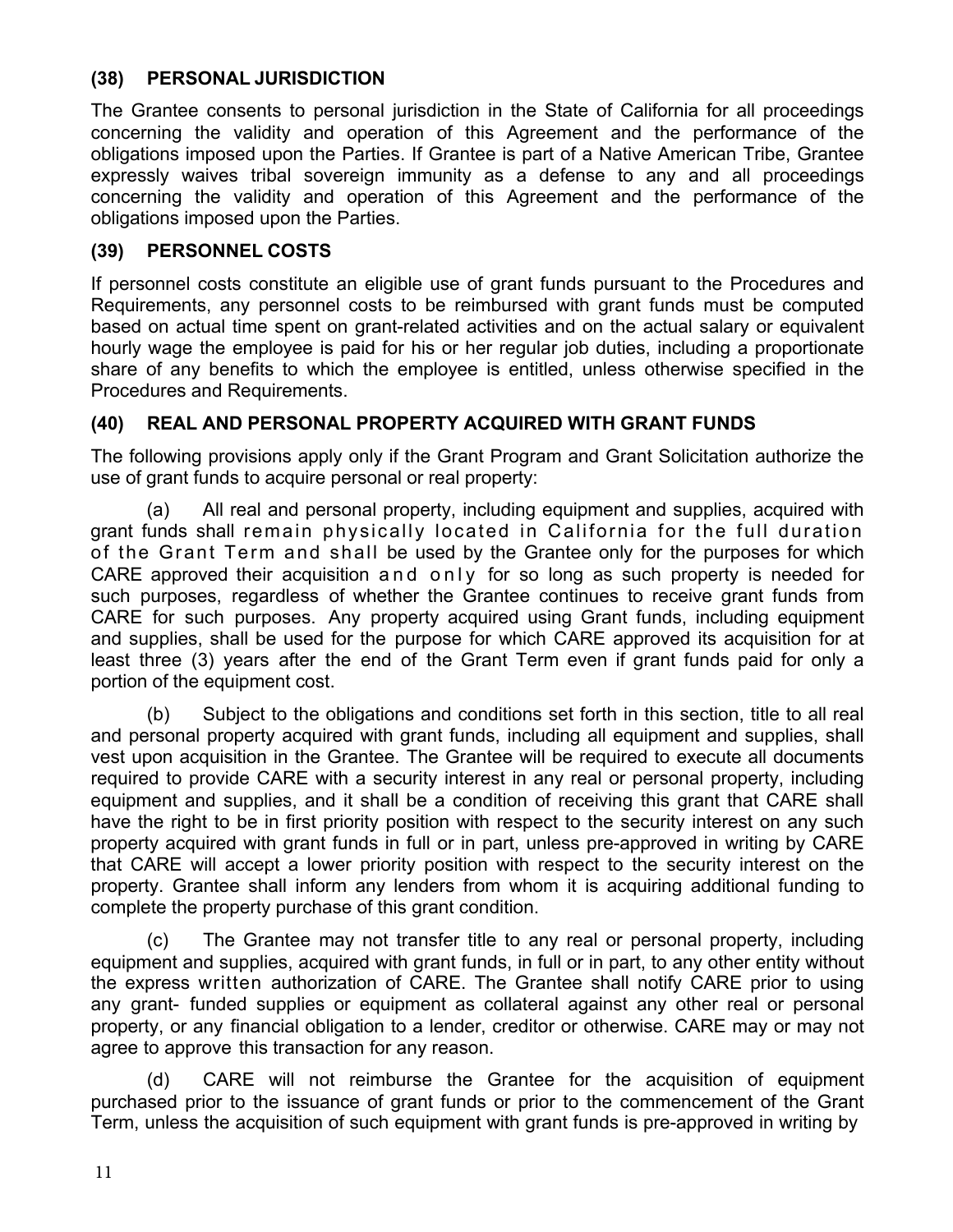### (38) PERSONAL JURISDICTION

The Grantee consents to personal jurisdiction in the State of California for all proceedings concerning the validity and operation of this Agreement and the performance of the obligations imposed upon the Parties. If Grantee is part of a Native American Tribe, Grantee expressly waives tribal sovereign immunity as a defense to any and all proceedings concerning the validity and operation of this Agreement and the performance of the obligations imposed upon the Parties.

### (39) PERSONNEL COSTS

If personnel costs constitute an eligible use of grant funds pursuant to the Procedures and Requirements, any personnel costs to be reimbursed with grant funds must be computed based on actual time spent on grant-related activities and on the actual salary or equivalent hourly wage the employee is paid for his or her regular job duties, including a proportionate share of any benefits to which the employee is entitled, unless otherwise specified in the Procedures and Requirements.

### (40) REAL AND PERSONAL PROPERTY ACQUIRED WITH GRANT FUNDS

The following provisions apply only if the Grant Program and Grant Solicitation authorize the use of grant funds to acquire personal or real property:

(a) All real and personal property, including equipment and supplies, acquired with grant funds shall remain physically located in California for the full duration of the Grant Term and shall be used by the Grantee only for the purposes for which CARE approved their acquisition and only for so long as such property is needed for such purposes, regardless of whether the Grantee continues to receive grant funds from CARE for such purposes. Any property acquired using Grant funds, including equipment and supplies, shall be used for the purpose for which CARE approved its acquisition for at least three (3) years after the end of the Grant Term even if grant funds paid for only a portion of the equipment cost.

(b) Subject to the obligations and conditions set forth in this section, title to all real and personal property acquired with grant funds, including all equipment and supplies, shall vest upon acquisition in the Grantee. The Grantee will be required to execute all documents required to provide CARE with a security interest in any real or personal property, including equipment and supplies, and it shall be a condition of receiving this grant that CARE shall have the right to be in first priority position with respect to the security interest on any such property acquired with grant funds in full or in part, unless pre-approved in writing by CARE that CARE will accept a lower priority position with respect to the security interest on the property. Grantee shall inform any lenders from whom it is acquiring additional funding to complete the property purchase of this grant condition.

(c) The Grantee may not transfer title to any real or personal property, including equipment and supplies, acquired with grant funds, in full or in part, to any other entity without the express written authorization of CARE. The Grantee shall notify CARE prior to using any grant- funded supplies or equipment as collateral against any other real or personal property, or any financial obligation to a lender, creditor or otherwise. CARE may or may not agree to approve this transaction for any reason.

(d) CARE will not reimburse the Grantee for the acquisition of equipment purchased prior to the issuance of grant funds or prior to the commencement of the Grant Term, unless the acquisition of such equipment with grant funds is pre-approved in writing by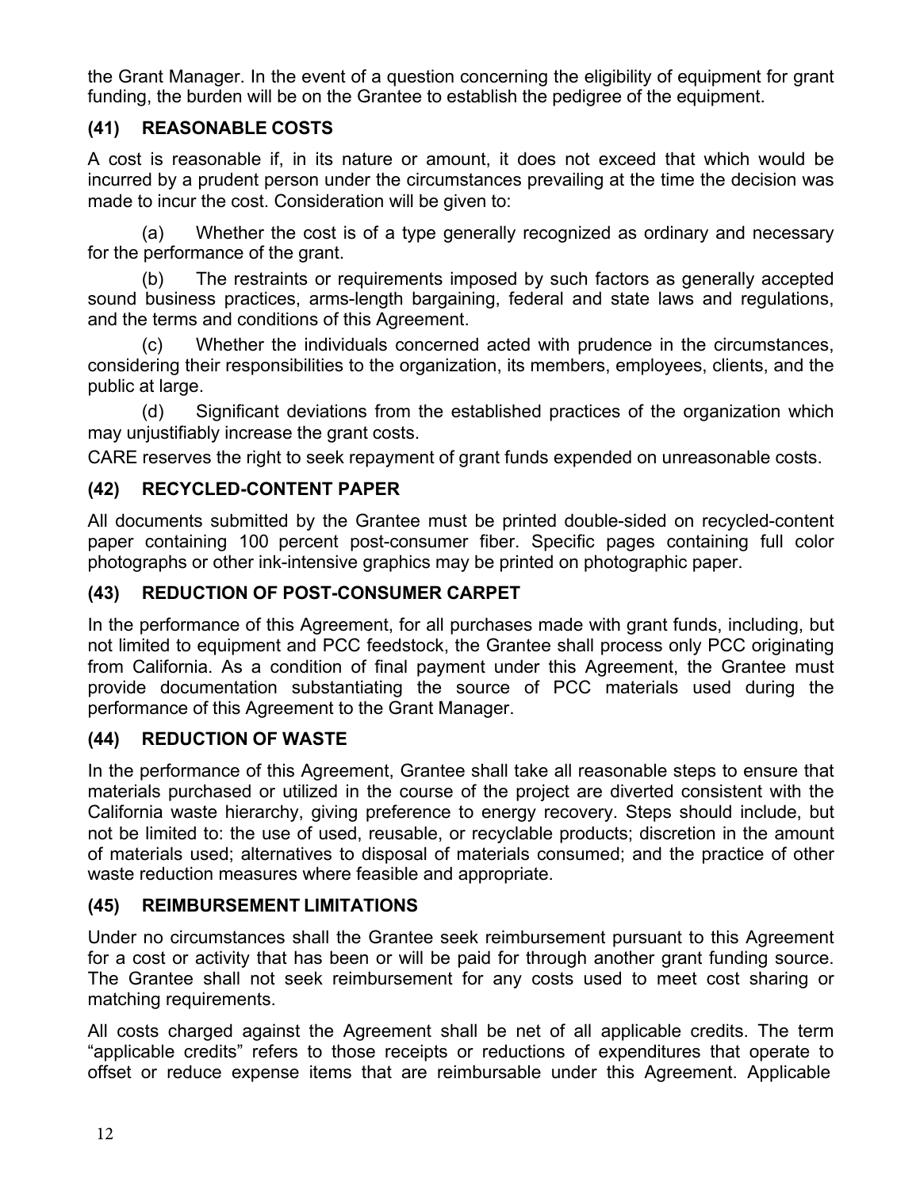the Grant Manager. In the event of a question concerning the eligibility of equipment for grant funding, the burden will be on the Grantee to establish the pedigree of the equipment.

### (41) REASONABLE COSTS

A cost is reasonable if, in its nature or amount, it does not exceed that which would be incurred by a prudent person under the circumstances prevailing at the time the decision was made to incur the cost. Consideration will be given to:

(a) Whether the cost is of a type generally recognized as ordinary and necessary for the performance of the grant.

(b) The restraints or requirements imposed by such factors as generally accepted sound business practices, arms-length bargaining, federal and state laws and regulations, and the terms and conditions of this Agreement.

(c) Whether the individuals concerned acted with prudence in the circumstances, considering their responsibilities to the organization, its members, employees, clients, and the public at large.

(d) Significant deviations from the established practices of the organization which may unjustifiably increase the grant costs.

CARE reserves the right to seek repayment of grant funds expended on unreasonable costs.

### (42) RECYCLED-CONTENT PAPER

All documents submitted by the Grantee must be printed double-sided on recycled-content paper containing 100 percent post-consumer fiber. Specific pages containing full color photographs or other ink-intensive graphics may be printed on photographic paper.

### (43) REDUCTION OF POST-CONSUMER CARPET

In the performance of this Agreement, for all purchases made with grant funds, including, but not limited to equipment and PCC feedstock, the Grantee shall process only PCC originating from California. As a condition of final payment under this Agreement, the Grantee must provide documentation substantiating the source of PCC materials used during the performance of this Agreement to the Grant Manager.

### (44) REDUCTION OF WASTE

In the performance of this Agreement, Grantee shall take all reasonable steps to ensure that materials purchased or utilized in the course of the project are diverted consistent with the California waste hierarchy, giving preference to energy recovery. Steps should include, but not be limited to: the use of used, reusable, or recyclable products; discretion in the amount of materials used; alternatives to disposal of materials consumed; and the practice of other waste reduction measures where feasible and appropriate.

### (45) REIMBURSEMENT LIMITATIONS

Under no circumstances shall the Grantee seek reimbursement pursuant to this Agreement for a cost or activity that has been or will be paid for through another grant funding source. The Grantee shall not seek reimbursement for any costs used to meet cost sharing or matching requirements.

All costs charged against the Agreement shall be net of all applicable credits. The term "applicable credits" refers to those receipts or reductions of expenditures that operate to offset or reduce expense items that are reimbursable under this Agreement. Applicable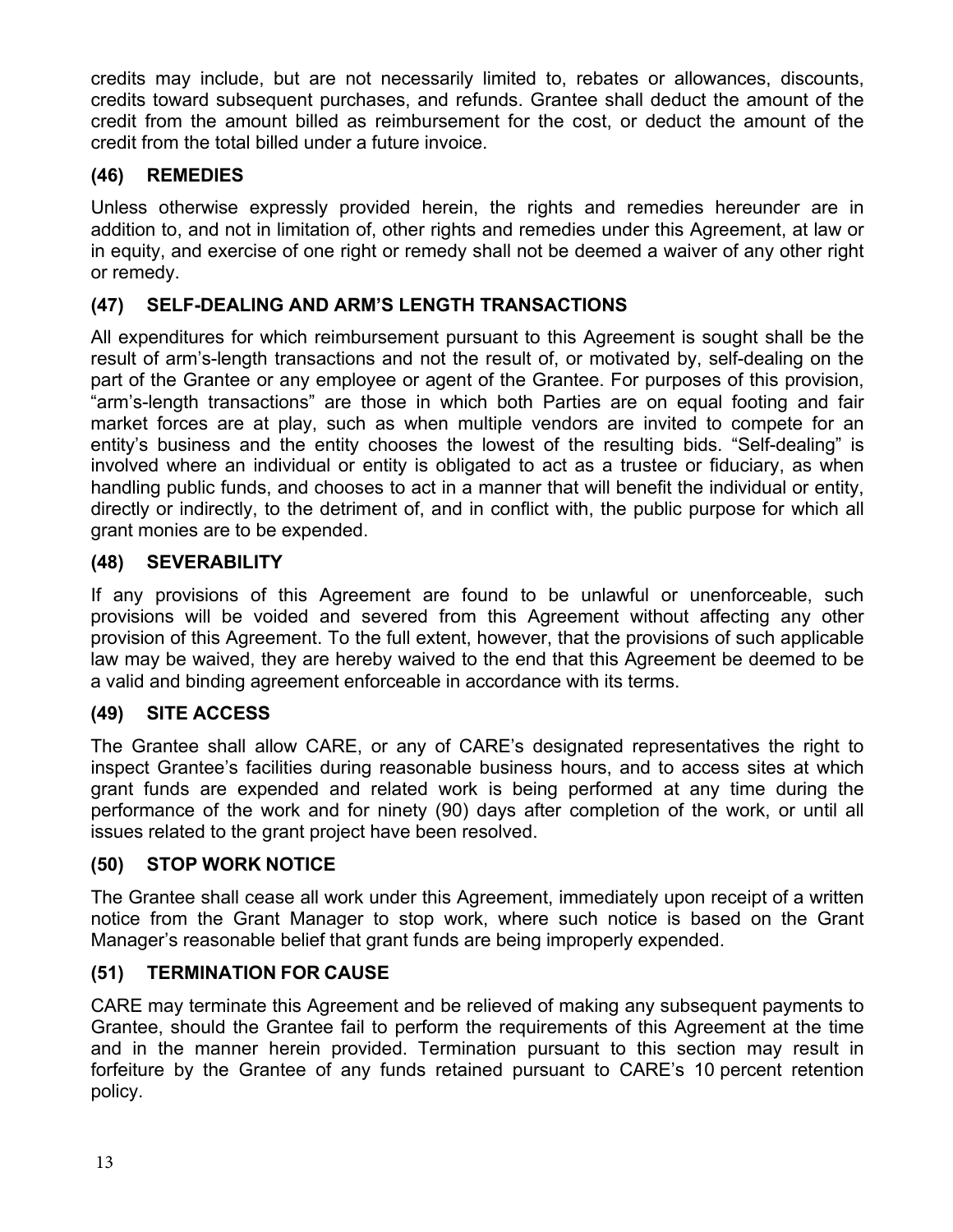credits may include, but are not necessarily limited to, rebates or allowances, discounts, credits toward subsequent purchases, and refunds. Grantee shall deduct the amount of the credit from the amount billed as reimbursement for the cost, or deduct the amount of the credit from the total billed under a future invoice.

### (46) REMEDIES

Unless otherwise expressly provided herein, the rights and remedies hereunder are in addition to, and not in limitation of, other rights and remedies under this Agreement, at law or in equity, and exercise of one right or remedy shall not be deemed a waiver of any other right or remedy.

### (47) SELF-DEALING AND ARM'S LENGTH TRANSACTIONS

All expenditures for which reimbursement pursuant to this Agreement is sought shall be the result of arm's-length transactions and not the result of, or motivated by, self-dealing on the part of the Grantee or any employee or agent of the Grantee. For purposes of this provision, "arm's-length transactions" are those in which both Parties are on equal footing and fair market forces are at play, such as when multiple vendors are invited to compete for an entity's business and the entity chooses the lowest of the resulting bids. "Self-dealing" is involved where an individual or entity is obligated to act as a trustee or fiduciary, as when handling public funds, and chooses to act in a manner that will benefit the individual or entity, directly or indirectly, to the detriment of, and in conflict with, the public purpose for which all grant monies are to be expended.

### (48) SEVERABILITY

If any provisions of this Agreement are found to be unlawful or unenforceable, such provisions will be voided and severed from this Agreement without affecting any other provision of this Agreement. To the full extent, however, that the provisions of such applicable law may be waived, they are hereby waived to the end that this Agreement be deemed to be a valid and binding agreement enforceable in accordance with its terms.

### (49) SITE ACCESS

The Grantee shall allow CARE, or any of CARE's designated representatives the right to inspect Grantee's facilities during reasonable business hours, and to access sites at which grant funds are expended and related work is being performed at any time during the performance of the work and for ninety (90) days after completion of the work, or until all issues related to the grant project have been resolved.

### (50) STOP WORK NOTICE

The Grantee shall cease all work under this Agreement, immediately upon receipt of a written notice from the Grant Manager to stop work, where such notice is based on the Grant Manager's reasonable belief that grant funds are being improperly expended.

### (51) TERMINATION FOR CAUSE

CARE may terminate this Agreement and be relieved of making any subsequent payments to Grantee, should the Grantee fail to perform the requirements of this Agreement at the time and in the manner herein provided. Termination pursuant to this section may result in forfeiture by the Grantee of any funds retained pursuant to CARE's 10 percent retention policy.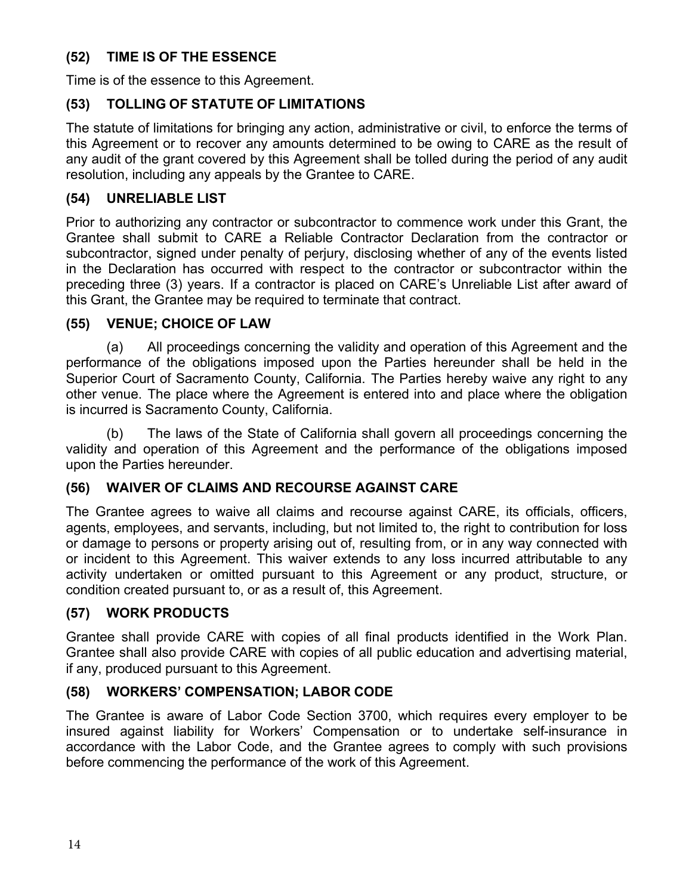### (52) TIME IS OF THE ESSENCE

Time is of the essence to this Agreement.

### (53) TOLLING OF STATUTE OF LIMITATIONS

The statute of limitations for bringing any action, administrative or civil, to enforce the terms of this Agreement or to recover any amounts determined to be owing to CARE as the result of any audit of the grant covered by this Agreement shall be tolled during the period of any audit resolution, including any appeals by the Grantee to CARE.

### (54) UNRELIABLE LIST

Prior to authorizing any contractor or subcontractor to commence work under this Grant, the Grantee shall submit to CARE a Reliable Contractor Declaration from the contractor or subcontractor, signed under penalty of perjury, disclosing whether of any of the events listed in the Declaration has occurred with respect to the contractor or subcontractor within the preceding three (3) years. If a contractor is placed on CARE's Unreliable List after award of this Grant, the Grantee may be required to terminate that contract.

### (55) VENUE; CHOICE OF LAW

(a) All proceedings concerning the validity and operation of this Agreement and the performance of the obligations imposed upon the Parties hereunder shall be held in the Superior Court of Sacramento County, California. The Parties hereby waive any right to any other venue. The place where the Agreement is entered into and place where the obligation is incurred is Sacramento County, California.

(b) The laws of the State of California shall govern all proceedings concerning the validity and operation of this Agreement and the performance of the obligations imposed upon the Parties hereunder.

### (56) WAIVER OF CLAIMS AND RECOURSE AGAINST CARE

The Grantee agrees to waive all claims and recourse against CARE, its officials, officers, agents, employees, and servants, including, but not limited to, the right to contribution for loss or damage to persons or property arising out of, resulting from, or in any way connected with or incident to this Agreement. This waiver extends to any loss incurred attributable to any activity undertaken or omitted pursuant to this Agreement or any product, structure, or condition created pursuant to, or as a result of, this Agreement.

### (57) WORK PRODUCTS

Grantee shall provide CARE with copies of all final products identified in the Work Plan. Grantee shall also provide CARE with copies of all public education and advertising material, if any, produced pursuant to this Agreement.

### (58) WORKERS' COMPENSATION; LABOR CODE

The Grantee is aware of Labor Code Section 3700, which requires every employer to be insured against liability for Workers' Compensation or to undertake self-insurance in accordance with the Labor Code, and the Grantee agrees to comply with such provisions before commencing the performance of the work of this Agreement.